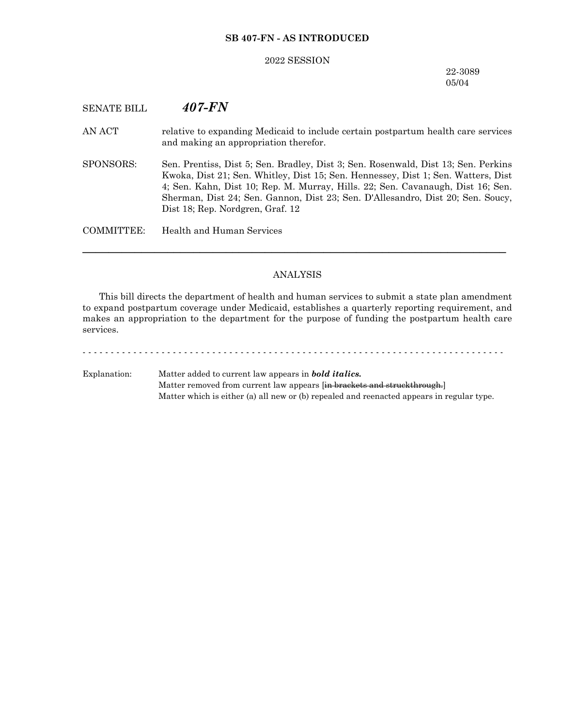**SB 407-FN - AS INTRODUCED**

2022 SESSION

22-3089
05/04

SENATE BILL ***407-FN***

AN ACT relative to expanding Medicaid to include certain postpartum health care services and making an appropriation therefor.

SPONSORS: Sen. Prentiss, Dist 5; Sen. Bradley, Dist 3; Sen. Rosenwald, Dist 13; Sen. Perkins Kwoka, Dist 21; Sen. Whitley, Dist 15; Sen. Hennessey, Dist 1; Sen. Watters, Dist 4; Sen. Kahn, Dist 10; Rep. M. Murray, Hills. 22; Sen. Cavanaugh, Dist 16; Sen. Sherman, Dist 24; Sen. Gannon, Dist 23; Sen. D'Allesandro, Dist 20; Sen. Soucy, Dist 18; Rep. Nordgren, Graf. 12

COMMITTEE: Health and Human Services

---

ANALYSIS

This bill directs the department of health and human services to submit a state plan amendment to expand postpartum coverage under Medicaid, establishes a quarterly reporting requirement, and makes an appropriation to the department for the purpose of funding the postpartum health care services.

- - - - - - - - - - - - - - - - - - - - - - - - - - - - - - - - - - - - - - - - - - - - - - - - - - - - - - - - - - - - - - - - - - - - - - - - - -

Explanation: Matter added to current law appears in ***bold italics.***
Matter removed from current law appears [~~in brackets and struckthrough.~~]
Matter which is either (a) all new or (b) repealed and reenacted appears in regular type.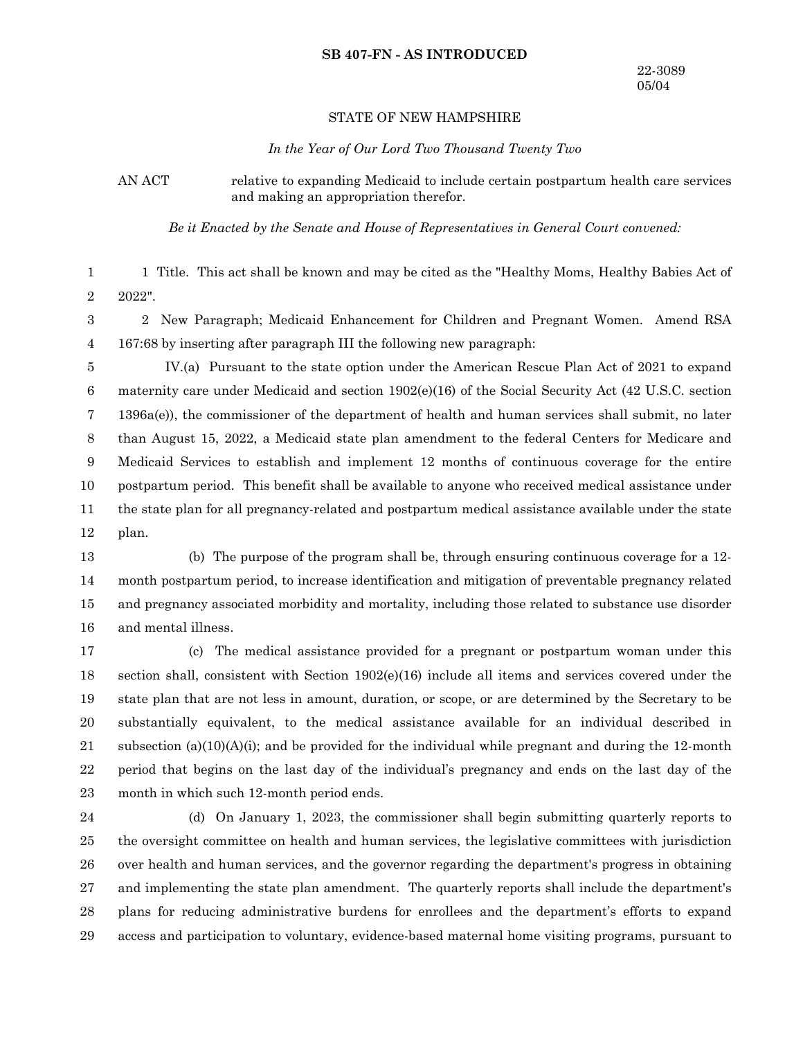**SB 407-FN - AS INTRODUCED**

22-3089
05/04

STATE OF NEW HAMPSHIRE

*In the Year of Our Lord Two Thousand Twenty Two*

AN ACT relative to expanding Medicaid to include certain postpartum health care services and making an appropriation therefor.

*Be it Enacted by the Senate and House of Representatives in General Court convened:*

1 Title. This act shall be known and may be cited as the "Healthy Moms, Healthy Babies Act of 2022".

2 New Paragraph; Medicaid Enhancement for Children and Pregnant Women. Amend RSA 167:68 by inserting after paragraph III the following new paragraph:

IV.(a) Pursuant to the state option under the American Rescue Plan Act of 2021 to expand maternity care under Medicaid and section 1902(e)(16) of the Social Security Act (42 U.S.C. section 1396a(e)), the commissioner of the department of health and human services shall submit, no later than August 15, 2022, a Medicaid state plan amendment to the federal Centers for Medicare and Medicaid Services to establish and implement 12 months of continuous coverage for the entire postpartum period. This benefit shall be available to anyone who received medical assistance under the state plan for all pregnancy-related and postpartum medical assistance available under the state plan.

(b) The purpose of the program shall be, through ensuring continuous coverage for a 12-month postpartum period, to increase identification and mitigation of preventable pregnancy related and pregnancy associated morbidity and mortality, including those related to substance use disorder and mental illness.

(c) The medical assistance provided for a pregnant or postpartum woman under this section shall, consistent with Section 1902(e)(16) include all items and services covered under the state plan that are not less in amount, duration, or scope, or are determined by the Secretary to be substantially equivalent, to the medical assistance available for an individual described in subsection (a)(10)(A)(i); and be provided for the individual while pregnant and during the 12-month period that begins on the last day of the individual's pregnancy and ends on the last day of the month in which such 12-month period ends.

(d) On January 1, 2023, the commissioner shall begin submitting quarterly reports to the oversight committee on health and human services, the legislative committees with jurisdiction over health and human services, and the governor regarding the department's progress in obtaining and implementing the state plan amendment. The quarterly reports shall include the department's plans for reducing administrative burdens for enrollees and the department's efforts to expand access and participation to voluntary, evidence-based maternal home visiting programs, pursuant to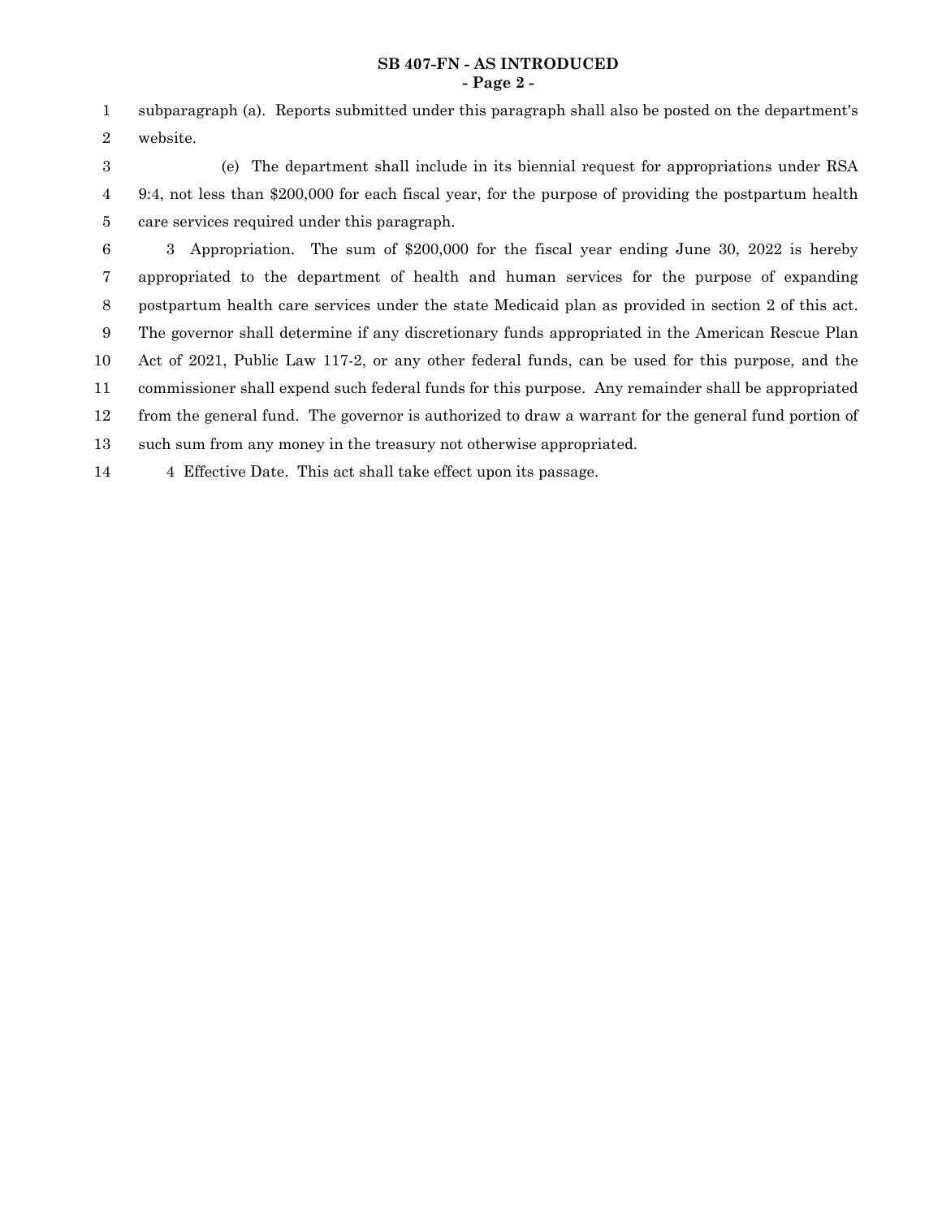subparagraph (a). Reports submitted under this paragraph shall also be posted on the department's website.

(e) The department shall include in its biennial request for appropriations under RSA 9:4, not less than $200,000 for each fiscal year, for the purpose of providing the postpartum health care services required under this paragraph.

3 Appropriation. The sum of $200,000 for the fiscal year ending June 30, 2022 is hereby appropriated to the department of health and human services for the purpose of expanding postpartum health care services under the state Medicaid plan as provided in section 2 of this act. The governor shall determine if any discretionary funds appropriated in the American Rescue Plan Act of 2021, Public Law 117-2, or any other federal funds, can be used for this purpose, and the commissioner shall expend such federal funds for this purpose. Any remainder shall be appropriated from the general fund. The governor is authorized to draw a warrant for the general fund portion of such sum from any money in the treasury not otherwise appropriated.

4 Effective Date. This act shall take effect upon its passage.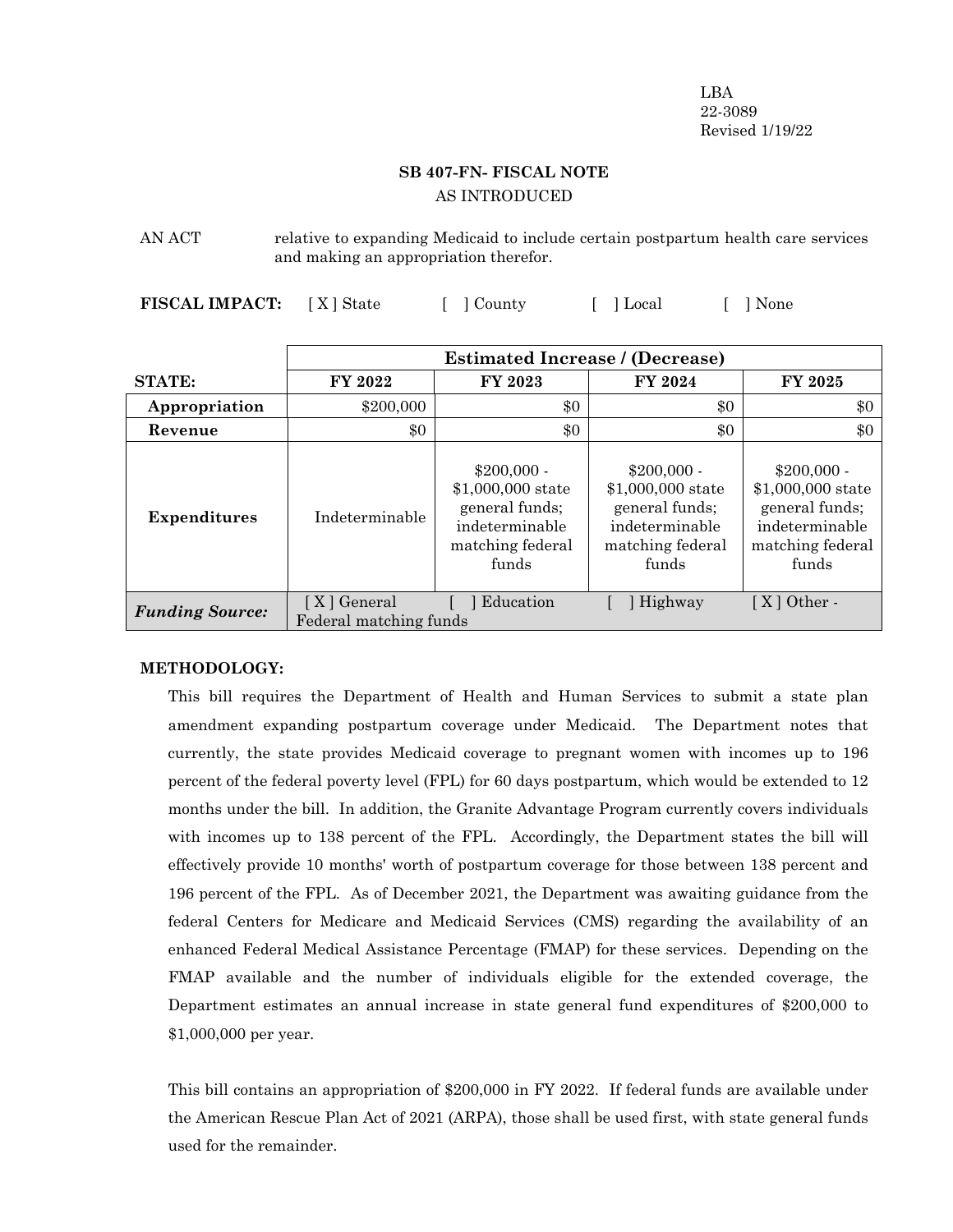LBA
22-3089
Revised 1/19/22

**SB 407-FN- FISCAL NOTE**
AS INTRODUCED

AN ACT relative to expanding Medicaid to include certain postpartum health care services and making an appropriation therefor.

**FISCAL IMPACT:** [ X ] State [ ] County [ ] Local [ ] None

| | Estimated Increase / (Decrease) | | | |
|---|---|---|---|---|
| **STATE:** | **FY 2022** | **FY 2023** | **FY 2024** | **FY 2025** |
| **Appropriation** | $200,000 | $0 | $0 | $0 |
| **Revenue** | $0 | $0 | $0 | $0 |
| **Expenditures** | Indeterminable | $200,000 - $1,000,000 state general funds; indeterminable matching federal funds | $200,000 - $1,000,000 state general funds; indeterminable matching federal funds | $200,000 - $1,000,000 state general funds; indeterminable matching federal funds |
| ***Funding Source:*** | [ X ] General [ ] Education [ ] Highway [ X ] Other - Federal matching funds | | | |

**METHODOLOGY:**

This bill requires the Department of Health and Human Services to submit a state plan amendment expanding postpartum coverage under Medicaid. The Department notes that currently, the state provides Medicaid coverage to pregnant women with incomes up to 196 percent of the federal poverty level (FPL) for 60 days postpartum, which would be extended to 12 months under the bill. In addition, the Granite Advantage Program currently covers individuals with incomes up to 138 percent of the FPL. Accordingly, the Department states the bill will effectively provide 10 months' worth of postpartum coverage for those between 138 percent and 196 percent of the FPL. As of December 2021, the Department was awaiting guidance from the federal Centers for Medicare and Medicaid Services (CMS) regarding the availability of an enhanced Federal Medical Assistance Percentage (FMAP) for these services. Depending on the FMAP available and the number of individuals eligible for the extended coverage, the Department estimates an annual increase in state general fund expenditures of $200,000 to $1,000,000 per year.

This bill contains an appropriation of $200,000 in FY 2022. If federal funds are available under the American Rescue Plan Act of 2021 (ARPA), those shall be used first, with state general funds used for the remainder.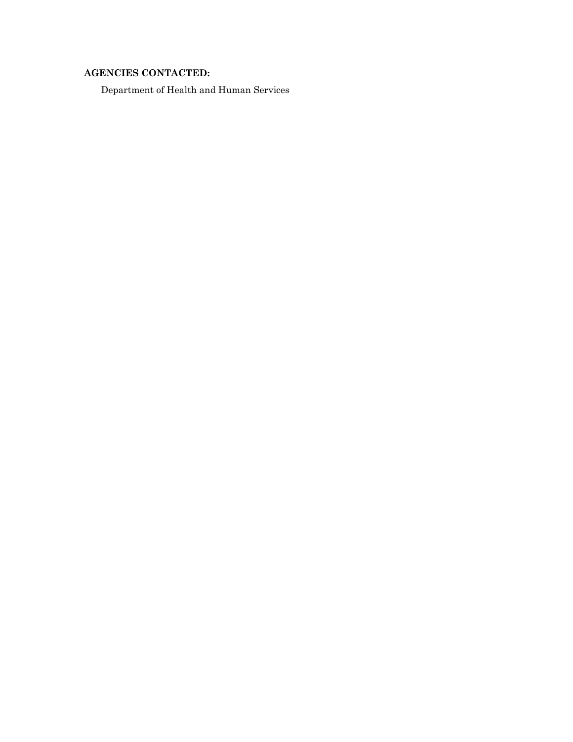**AGENCIES CONTACTED:**

Department of Health and Human Services